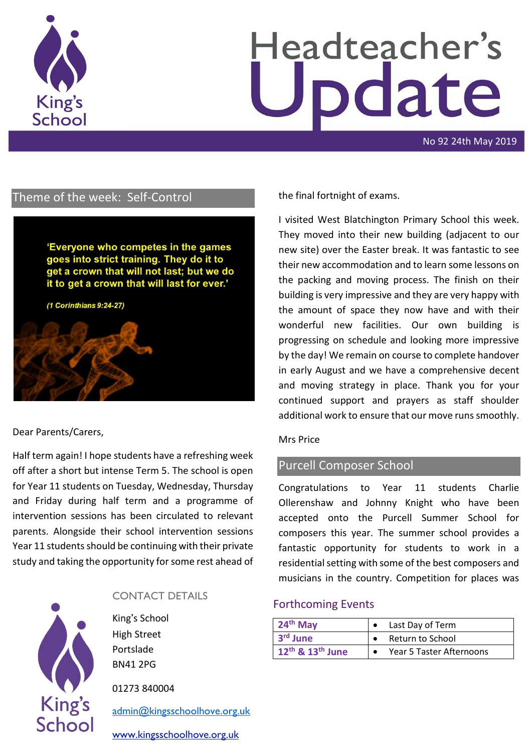King's School

# Headteacher's Update

No 92 24th May 2019

## Theme of the week: Self-Control

**'Everyone who competes in the games goes into strict training. They do it to get a crown that will not last; but we do it to get a crown that will last for ever.'**

***(1 Corinthians 9:24-27)***

Dear Parents/Carers,

Half term again! I hope students have a refreshing week off after a short but intense Term 5. The school is open for Year 11 students on Tuesday, Wednesday, Thursday and Friday during half term and a programme of intervention sessions has been circulated to relevant parents. Alongside their school intervention sessions Year 11 students should be continuing with their private study and taking the opportunity for some rest ahead of the final fortnight of exams.

I visited West Blatchington Primary School this week. They moved into their new building (adjacent to our new site) over the Easter break. It was fantastic to see their new accommodation and to learn some lessons on the packing and moving process. The finish on their building is very impressive and they are very happy with the amount of space they now have and with their wonderful new facilities. Our own building is progressing on schedule and looking more impressive by the day! We remain on course to complete handover in early August and we have a comprehensive decent and moving strategy in place. Thank you for your continued support and prayers as staff shoulder additional work to ensure that our move runs smoothly.

Mrs Price

## Purcell Composer School

Congratulations to Year 11 students Charlie Ollerenshaw and Johnny Knight who have been accepted onto the Purcell Summer School for composers this year. The summer school provides a fantastic opportunity for students to work in a residential setting with some of the best composers and musicians in the country. Competition for places was

## Forthcoming Events

| | |
|---|---|
| 24th May | • Last Day of Term |
| 3rd June | • Return to School |
| 12th & 13th June | • Year 5 Taster Afternoons |

### CONTACT DETAILS

King's School
High Street
Portslade
BN41 2PG

01273 840004

admin@kingsschoolhove.org.uk

www.kingsschoolhove.org.uk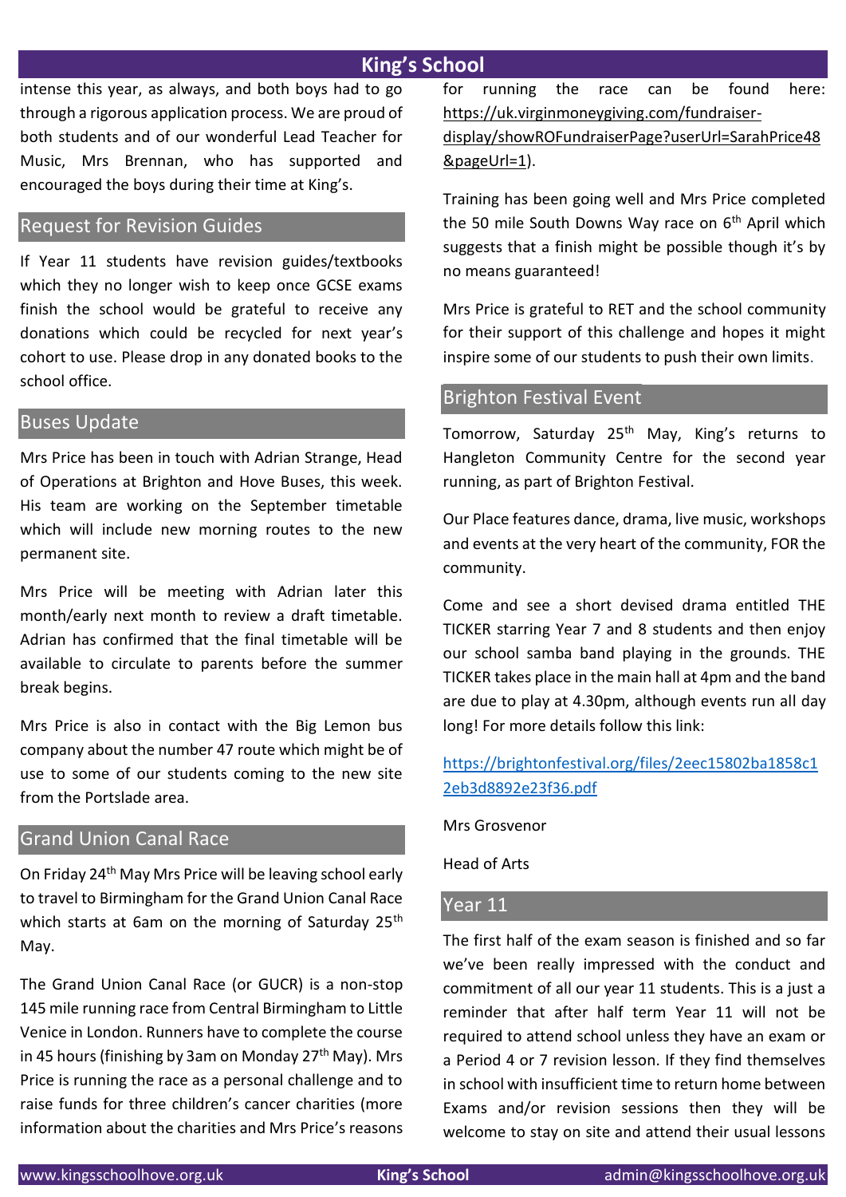intense this year, as always, and both boys had to go through a rigorous application process. We are proud of both students and of our wonderful Lead Teacher for Music, Mrs Brennan, who has supported and encouraged the boys during their time at King's.

## Request for Revision Guides

If Year 11 students have revision guides/textbooks which they no longer wish to keep once GCSE exams finish the school would be grateful to receive any donations which could be recycled for next year's cohort to use. Please drop in any donated books to the school office.

## Buses Update

Mrs Price has been in touch with Adrian Strange, Head of Operations at Brighton and Hove Buses, this week. His team are working on the September timetable which will include new morning routes to the new permanent site.

Mrs Price will be meeting with Adrian later this month/early next month to review a draft timetable. Adrian has confirmed that the final timetable will be available to circulate to parents before the summer break begins.

Mrs Price is also in contact with the Big Lemon bus company about the number 47 route which might be of use to some of our students coming to the new site from the Portslade area.

## Grand Union Canal Race

On Friday 24th May Mrs Price will be leaving school early to travel to Birmingham for the Grand Union Canal Race which starts at 6am on the morning of Saturday 25th May.

The Grand Union Canal Race (or GUCR) is a non-stop 145 mile running race from Central Birmingham to Little Venice in London. Runners have to complete the course in 45 hours (finishing by 3am on Monday 27th May). Mrs Price is running the race as a personal challenge and to raise funds for three children's cancer charities (more information about the charities and Mrs Price's reasons for running the race can be found here: https://uk.virginmoneygiving.com/fundraiser-display/showROFundraiserPage?userUrl=SarahPrice48&pageUrl=1).

Training has been going well and Mrs Price completed the 50 mile South Downs Way race on 6th April which suggests that a finish might be possible though it's by no means guaranteed!

Mrs Price is grateful to RET and the school community for their support of this challenge and hopes it might inspire some of our students to push their own limits.

## Brighton Festival Event

Tomorrow, Saturday 25th May, King's returns to Hangleton Community Centre for the second year running, as part of Brighton Festival.

Our Place features dance, drama, live music, workshops and events at the very heart of the community, FOR the community.

Come and see a short devised drama entitled THE TICKER starring Year 7 and 8 students and then enjoy our school samba band playing in the grounds. THE TICKER takes place in the main hall at 4pm and the band are due to play at 4.30pm, although events run all day long! For more details follow this link:

https://brightonfestival.org/files/2eec15802ba1858c12eb3d8892e23f36.pdf

Mrs Grosvenor

Head of Arts

## Year 11

The first half of the exam season is finished and so far we've been really impressed with the conduct and commitment of all our year 11 students. This is a just a reminder that after half term Year 11 will not be required to attend school unless they have an exam or a Period 4 or 7 revision lesson. If they find themselves in school with insufficient time to return home between Exams and/or revision sessions then they will be welcome to stay on site and attend their usual lessons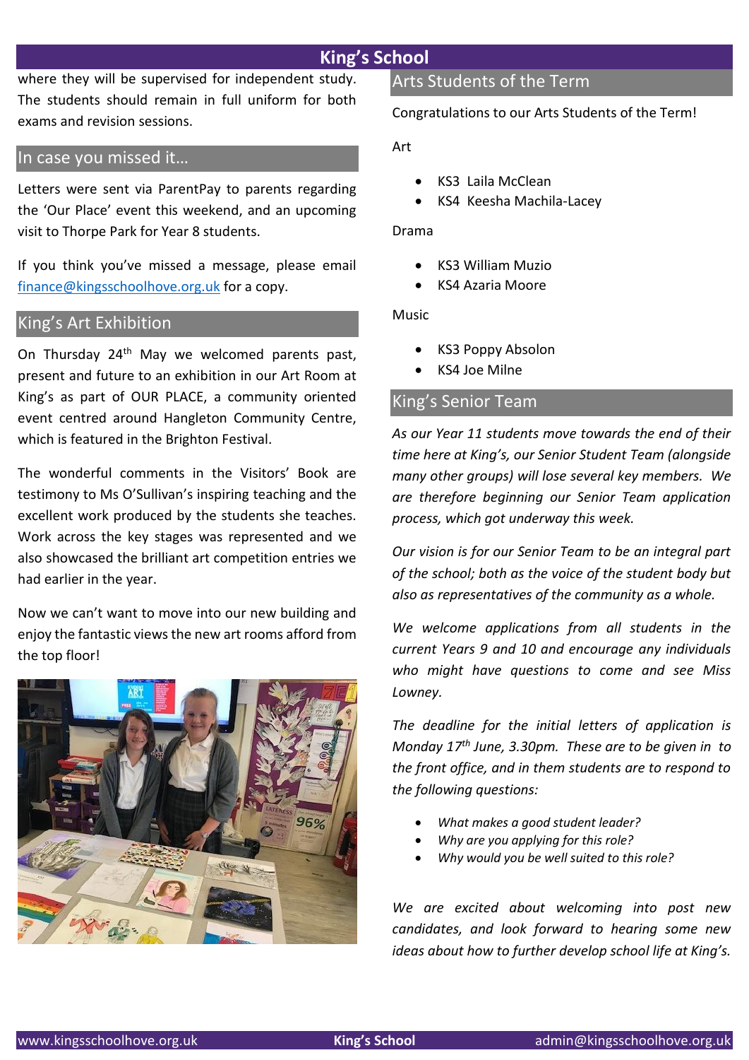where they will be supervised for independent study. The students should remain in full uniform for both exams and revision sessions.

## In case you missed it…

Letters were sent via ParentPay to parents regarding the 'Our Place' event this weekend, and an upcoming visit to Thorpe Park for Year 8 students.

If you think you've missed a message, please email finance@kingsschoolhove.org.uk for a copy.

## King's Art Exhibition

On Thursday 24th May we welcomed parents past, present and future to an exhibition in our Art Room at King's as part of OUR PLACE, a community oriented event centred around Hangleton Community Centre, which is featured in the Brighton Festival.

The wonderful comments in the Visitors' Book are testimony to Ms O'Sullivan's inspiring teaching and the excellent work produced by the students she teaches. Work across the key stages was represented and we also showcased the brilliant art competition entries we had earlier in the year.

Now we can't want to move into our new building and enjoy the fantastic views the new art rooms afford from the top floor!

## Arts Students of the Term

Congratulations to our Arts Students of the Term!

Art

- KS3 Laila McClean
- KS4 Keesha Machila-Lacey

Drama

- KS3 William Muzio
- KS4 Azaria Moore

Music

- KS3 Poppy Absolon
- KS4 Joe Milne

## King's Senior Team

*As our Year 11 students move towards the end of their time here at King's, our Senior Student Team (alongside many other groups) will lose several key members. We are therefore beginning our Senior Team application process, which got underway this week.*

*Our vision is for our Senior Team to be an integral part of the school; both as the voice of the student body but also as representatives of the community as a whole.*

*We welcome applications from all students in the current Years 9 and 10 and encourage any individuals who might have questions to come and see Miss Lowney.*

*The deadline for the initial letters of application is Monday 17th June, 3.30pm. These are to be given in to the front office, and in them students are to respond to the following questions:*

- *What makes a good student leader?*
- *Why are you applying for this role?*
- *Why would you be well suited to this role?*

*We are excited about welcoming into post new candidates, and look forward to hearing some new ideas about how to further develop school life at King's.*